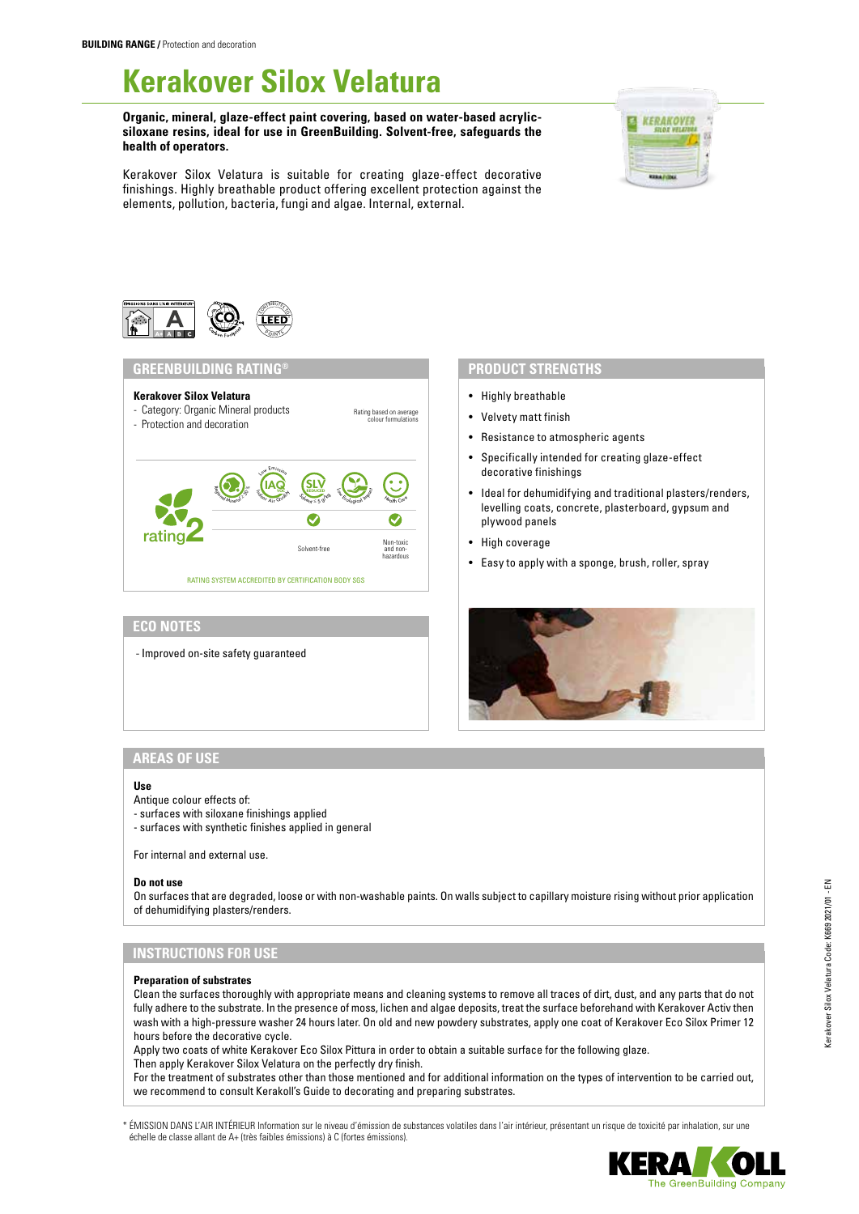**BUILDING RANGE /** Protection and decoration

# Kerakover Silox Velatura

**Organic, mineral, glaze-effect paint covering, based on water-based acrylic-siloxane resins, ideal for use in GreenBuilding. Solvent-free, safeguards the health of operators.**

Kerakover Silox Velatura is suitable for creating glaze-effect decorative finishings. Highly breathable product offering excellent protection against the elements, pollution, bacteria, fungi and algae. Internal, external.

## GREENBUILDING RATING®

**Kerakover Silox Velatura**
- Category: Organic Mineral products
- Protection and decoration

Rating based on average colour formulations

rating 2

Solvent-free

Non-toxic and non-hazardous

RATING SYSTEM ACCREDITED BY CERTIFICATION BODY SGS

## ECO NOTES

- Improved on-site safety guaranteed

## PRODUCT STRENGTHS

- Highly breathable
- Velvety matt finish
- Resistance to atmospheric agents
- Specifically intended for creating glaze-effect decorative finishings
- Ideal for dehumidifying and traditional plasters/renders, levelling coats, concrete, plasterboard, gypsum and plywood panels
- High coverage
- Easy to apply with a sponge, brush, roller, spray

## AREAS OF USE

**Use**

Antique colour effects of:
- surfaces with siloxane finishings applied
- surfaces with synthetic finishes applied in general

For internal and external use.

**Do not use**

On surfaces that are degraded, loose or with non-washable paints. On walls subject to capillary moisture rising without prior application of dehumidifying plasters/renders.

## INSTRUCTIONS FOR USE

**Preparation of substrates**

Clean the surfaces thoroughly with appropriate means and cleaning systems to remove all traces of dirt, dust, and any parts that do not fully adhere to the substrate. In the presence of moss, lichen and algae deposits, treat the surface beforehand with Kerakover Activ then wash with a high-pressure washer 24 hours later. On old and new powdery substrates, apply one coat of Kerakover Eco Silox Primer 12 hours before the decorative cycle.

Apply two coats of white Kerakover Eco Silox Pittura in order to obtain a suitable surface for the following glaze.

Then apply Kerakover Silox Velatura on the perfectly dry finish.

For the treatment of substrates other than those mentioned and for additional information on the types of intervention to be carried out, we recommend to consult Kerakoll's Guide to decorating and preparing substrates.

\* ÉMISSION DANS L'AIR INTÉRIEUR Information sur le niveau d'émission de substances volatiles dans l'air intérieur, présentant un risque de toxicité par inhalation, sur une échelle de classe allant de A+ (très faibles émissions) à C (fortes émissions).

Kerakover Silox Velatura Code: K669 2021/01 - EN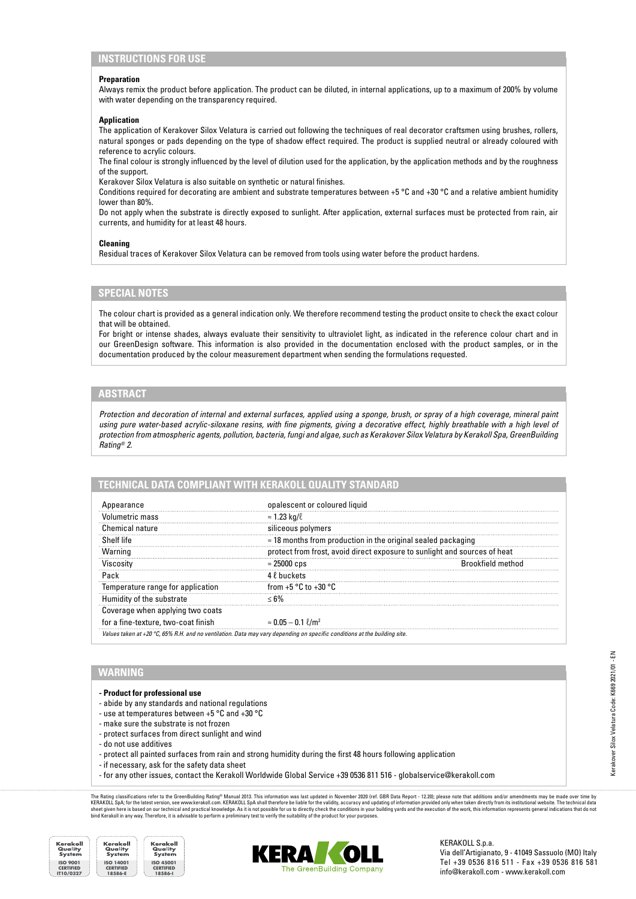## INSTRUCTIONS FOR USE

**Preparation**

Always remix the product before application. The product can be diluted, in internal applications, up to a maximum of 200% by volume with water depending on the transparency required.

**Application**

The application of Kerakover Silox Velatura is carried out following the techniques of real decorator craftsmen using brushes, rollers, natural sponges or pads depending on the type of shadow effect required. The product is supplied neutral or already coloured with reference to acrylic colours.

The final colour is strongly influenced by the level of dilution used for the application, by the application methods and by the roughness of the support.

Kerakover Silox Velatura is also suitable on synthetic or natural finishes.

Conditions required for decorating are ambient and substrate temperatures between +5 °C and +30 °C and a relative ambient humidity lower than 80%.

Do not apply when the substrate is directly exposed to sunlight. After application, external surfaces must be protected from rain, air currents, and humidity for at least 48 hours.

**Cleaning**

Residual traces of Kerakover Silox Velatura can be removed from tools using water before the product hardens.

## SPECIAL NOTES

The colour chart is provided as a general indication only. We therefore recommend testing the product onsite to check the exact colour that will be obtained.

For bright or intense shades, always evaluate their sensitivity to ultraviolet light, as indicated in the reference colour chart and in our GreenDesign software. This information is also provided in the documentation enclosed with the product samples, or in the documentation produced by the colour measurement department when sending the formulations requested.

## ABSTRACT

*Protection and decoration of internal and external surfaces, applied using a sponge, brush, or spray of a high coverage, mineral paint using pure water-based acrylic-siloxane resins, with fine pigments, giving a decorative effect, highly breathable with a high level of protection from atmospheric agents, pollution, bacteria, fungi and algae, such as Kerakover Silox Velatura by Kerakoll Spa, GreenBuilding Rating® 2.*

## TECHNICAL DATA COMPLIANT WITH KERAKOLL QUALITY STANDARD

| | | |
|---|---|---|
| Appearance | opalescent or coloured liquid | |
| Volumetric mass | ≈ 1.23 kg/ℓ | |
| Chemical nature | siliceous polymers | |
| Shelf life | ≈ 18 months from production in the original sealed packaging | |
| Warning | protect from frost, avoid direct exposure to sunlight and sources of heat | |
| Viscosity | ≈ 25000 cps | Brookfield method |
| Pack | 4 ℓ buckets | |
| Temperature range for application | from +5 °C to +30 °C | |
| Humidity of the substrate | ≤ 6% | |
| Coverage when applying two coats for a fine-texture, two-coat finish | ≈ 0.05 – 0.1 ℓ/m² | |

*Values taken at +20 °C, 65% R.H. and no ventilation. Data may vary depending on specific conditions at the building site.*

## WARNING

- **Product for professional use**
- abide by any standards and national regulations
- use at temperatures between +5 °C and +30 °C
- make sure the substrate is not frozen
- protect surfaces from direct sunlight and wind
- do not use additives
- protect all painted surfaces from rain and strong humidity during the first 48 hours following application
- if necessary, ask for the safety data sheet
- for any other issues, contact the Kerakoll Worldwide Global Service +39 0536 811 516 - globalservice@kerakoll.com

The Rating classifications refer to the GreenBuilding Rating® Manual 2013. This information was last updated in November 2020 (ref. GBR Data Report - 12.20); please note that additions and/or amendments may be made over time by KERAKOLL SpA; for the latest version, see www.kerakoll.com. KERAKOLL SpA shall therefore be liable for the validity, accuracy and updating of information provided only when taken directly from its institutional website. The technical data sheet given here is based on our technical and practical knowledge. As it is not possible for us to directly check the conditions in your building yards and the execution of the work, this information represents general indications that do not bind Kerakoll in any way. Therefore, it is advisable to perform a preliminary test to verify the suitability of the product for your purposes.

Kerakover Silox Velatura Code: K669 2021/01 - EN

Kerakoll Quality System ISO 9001 CERTIFIED IT10/0327

Kerakoll Quality System ISO 14001 CERTIFIED 18586-E

Kerakoll Quality System ISO 45001 CERTIFIED 18586-I

KERAKOLL The GreenBuilding Company

KERAKOLL S.p.a.
Via dell'Artigianato, 9 - 41049 Sassuolo (MO) Italy
Tel +39 0536 816 511 - Fax +39 0536 816 581
info@kerakoll.com - www.kerakoll.com